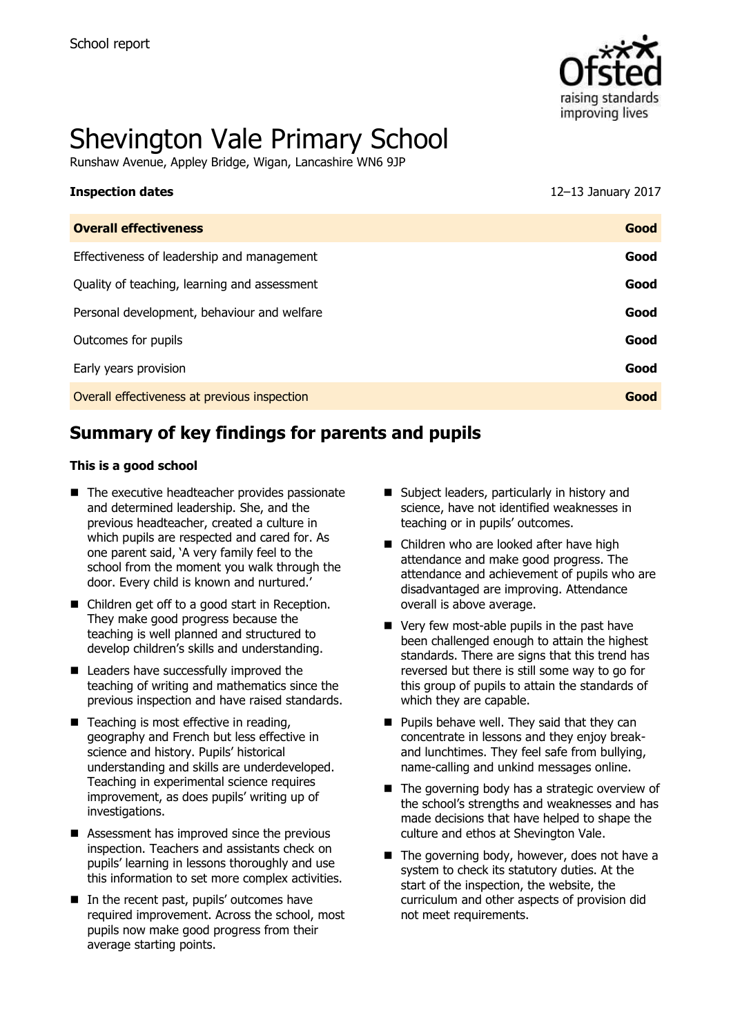School report

# Shevington Vale Primary School

Runshaw Avenue, Appley Bridge, Wigan, Lancashire WN6 9JP

| **Inspection dates** | 12–13 January 2017 |
|---|---|
| **Overall effectiveness** | **Good** |
| Effectiveness of leadership and management | **Good** |
| Quality of teaching, learning and assessment | **Good** |
| Personal development, behaviour and welfare | **Good** |
| Outcomes for pupils | **Good** |
| Early years provision | **Good** |
| Overall effectiveness at previous inspection | **Good** |

## Summary of key findings for parents and pupils

**This is a good school**

- The executive headteacher provides passionate and determined leadership. She, and the previous headteacher, created a culture in which pupils are respected and cared for. As one parent said, 'A very family feel to the school from the moment you walk through the door. Every child is known and nurtured.'
- Children get off to a good start in Reception. They make good progress because the teaching is well planned and structured to develop children's skills and understanding.
- Leaders have successfully improved the teaching of writing and mathematics since the previous inspection and have raised standards.
- Teaching is most effective in reading, geography and French but less effective in science and history. Pupils' historical understanding and skills are underdeveloped. Teaching in experimental science requires improvement, as does pupils' writing up of investigations.
- Assessment has improved since the previous inspection. Teachers and assistants check on pupils' learning in lessons thoroughly and use this information to set more complex activities.
- In the recent past, pupils' outcomes have required improvement. Across the school, most pupils now make good progress from their average starting points.
- Subject leaders, particularly in history and science, have not identified weaknesses in teaching or in pupils' outcomes.
- Children who are looked after have high attendance and make good progress. The attendance and achievement of pupils who are disadvantaged are improving. Attendance overall is above average.
- Very few most-able pupils in the past have been challenged enough to attain the highest standards. There are signs that this trend has reversed but there is still some way to go for this group of pupils to attain the standards of which they are capable.
- Pupils behave well. They said that they can concentrate in lessons and they enjoy break- and lunchtimes. They feel safe from bullying, name-calling and unkind messages online.
- The governing body has a strategic overview of the school's strengths and weaknesses and has made decisions that have helped to shape the culture and ethos at Shevington Vale.
- The governing body, however, does not have a system to check its statutory duties. At the start of the inspection, the website, the curriculum and other aspects of provision did not meet requirements.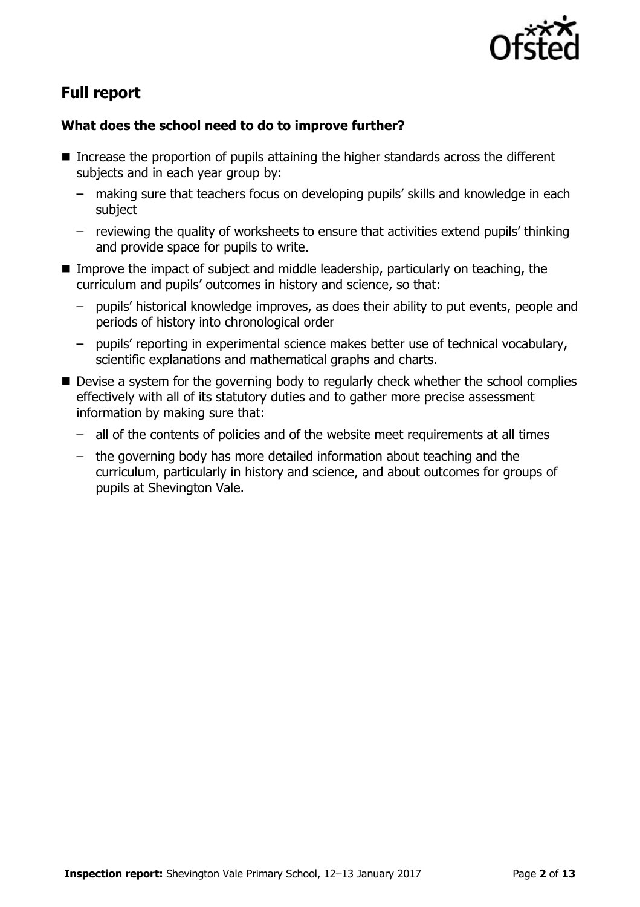## Full report

### What does the school need to do to improve further?

- Increase the proportion of pupils attaining the higher standards across the different subjects and in each year group by:
  - making sure that teachers focus on developing pupils' skills and knowledge in each subject
  - reviewing the quality of worksheets to ensure that activities extend pupils' thinking and provide space for pupils to write.
- Improve the impact of subject and middle leadership, particularly on teaching, the curriculum and pupils' outcomes in history and science, so that:
  - pupils' historical knowledge improves, as does their ability to put events, people and periods of history into chronological order
  - pupils' reporting in experimental science makes better use of technical vocabulary, scientific explanations and mathematical graphs and charts.
- Devise a system for the governing body to regularly check whether the school complies effectively with all of its statutory duties and to gather more precise assessment information by making sure that:
  - all of the contents of policies and of the website meet requirements at all times
  - the governing body has more detailed information about teaching and the curriculum, particularly in history and science, and about outcomes for groups of pupils at Shevington Vale.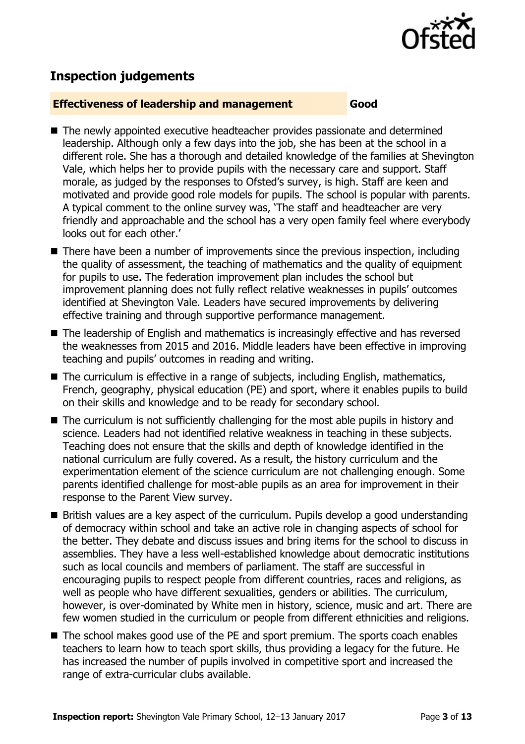## Inspection judgements

**Effectiveness of leadership and management** **Good**

- The newly appointed executive headteacher provides passionate and determined leadership. Although only a few days into the job, she has been at the school in a different role. She has a thorough and detailed knowledge of the families at Shevington Vale, which helps her to provide pupils with the necessary care and support. Staff morale, as judged by the responses to Ofsted's survey, is high. Staff are keen and motivated and provide good role models for pupils. The school is popular with parents. A typical comment to the online survey was, 'The staff and headteacher are very friendly and approachable and the school has a very open family feel where everybody looks out for each other.'
- There have been a number of improvements since the previous inspection, including the quality of assessment, the teaching of mathematics and the quality of equipment for pupils to use. The federation improvement plan includes the school but improvement planning does not fully reflect relative weaknesses in pupils' outcomes identified at Shevington Vale. Leaders have secured improvements by delivering effective training and through supportive performance management.
- The leadership of English and mathematics is increasingly effective and has reversed the weaknesses from 2015 and 2016. Middle leaders have been effective in improving teaching and pupils' outcomes in reading and writing.
- The curriculum is effective in a range of subjects, including English, mathematics, French, geography, physical education (PE) and sport, where it enables pupils to build on their skills and knowledge and to be ready for secondary school.
- The curriculum is not sufficiently challenging for the most able pupils in history and science. Leaders had not identified relative weakness in teaching in these subjects. Teaching does not ensure that the skills and depth of knowledge identified in the national curriculum are fully covered. As a result, the history curriculum and the experimentation element of the science curriculum are not challenging enough. Some parents identified challenge for most-able pupils as an area for improvement in their response to the Parent View survey.
- British values are a key aspect of the curriculum. Pupils develop a good understanding of democracy within school and take an active role in changing aspects of school for the better. They debate and discuss issues and bring items for the school to discuss in assemblies. They have a less well-established knowledge about democratic institutions such as local councils and members of parliament. The staff are successful in encouraging pupils to respect people from different countries, races and religions, as well as people who have different sexualities, genders or abilities. The curriculum, however, is over-dominated by White men in history, science, music and art. There are few women studied in the curriculum or people from different ethnicities and religions.
- The school makes good use of the PE and sport premium. The sports coach enables teachers to learn how to teach sport skills, thus providing a legacy for the future. He has increased the number of pupils involved in competitive sport and increased the range of extra-curricular clubs available.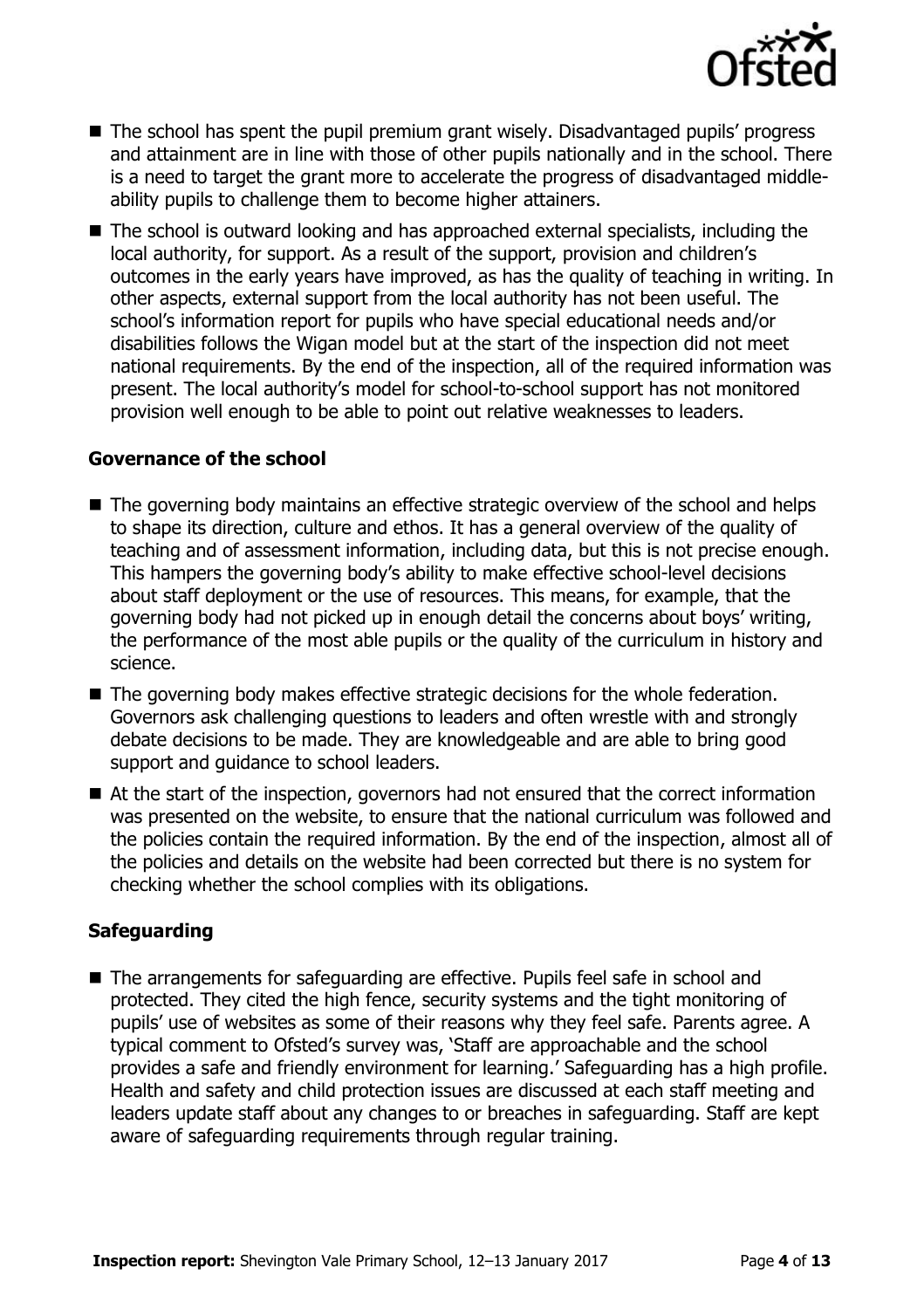- The school has spent the pupil premium grant wisely. Disadvantaged pupils' progress and attainment are in line with those of other pupils nationally and in the school. There is a need to target the grant more to accelerate the progress of disadvantaged middle-ability pupils to challenge them to become higher attainers.
- The school is outward looking and has approached external specialists, including the local authority, for support. As a result of the support, provision and children's outcomes in the early years have improved, as has the quality of teaching in writing. In other aspects, external support from the local authority has not been useful. The school's information report for pupils who have special educational needs and/or disabilities follows the Wigan model but at the start of the inspection did not meet national requirements. By the end of the inspection, all of the required information was present. The local authority's model for school-to-school support has not monitored provision well enough to be able to point out relative weaknesses to leaders.

### Governance of the school

- The governing body maintains an effective strategic overview of the school and helps to shape its direction, culture and ethos. It has a general overview of the quality of teaching and of assessment information, including data, but this is not precise enough. This hampers the governing body's ability to make effective school-level decisions about staff deployment or the use of resources. This means, for example, that the governing body had not picked up in enough detail the concerns about boys' writing, the performance of the most able pupils or the quality of the curriculum in history and science.
- The governing body makes effective strategic decisions for the whole federation. Governors ask challenging questions to leaders and often wrestle with and strongly debate decisions to be made. They are knowledgeable and are able to bring good support and guidance to school leaders.
- At the start of the inspection, governors had not ensured that the correct information was presented on the website, to ensure that the national curriculum was followed and the policies contain the required information. By the end of the inspection, almost all of the policies and details on the website had been corrected but there is no system for checking whether the school complies with its obligations.

### Safeguarding

- The arrangements for safeguarding are effective. Pupils feel safe in school and protected. They cited the high fence, security systems and the tight monitoring of pupils' use of websites as some of their reasons why they feel safe. Parents agree. A typical comment to Ofsted's survey was, 'Staff are approachable and the school provides a safe and friendly environment for learning.' Safeguarding has a high profile. Health and safety and child protection issues are discussed at each staff meeting and leaders update staff about any changes to or breaches in safeguarding. Staff are kept aware of safeguarding requirements through regular training.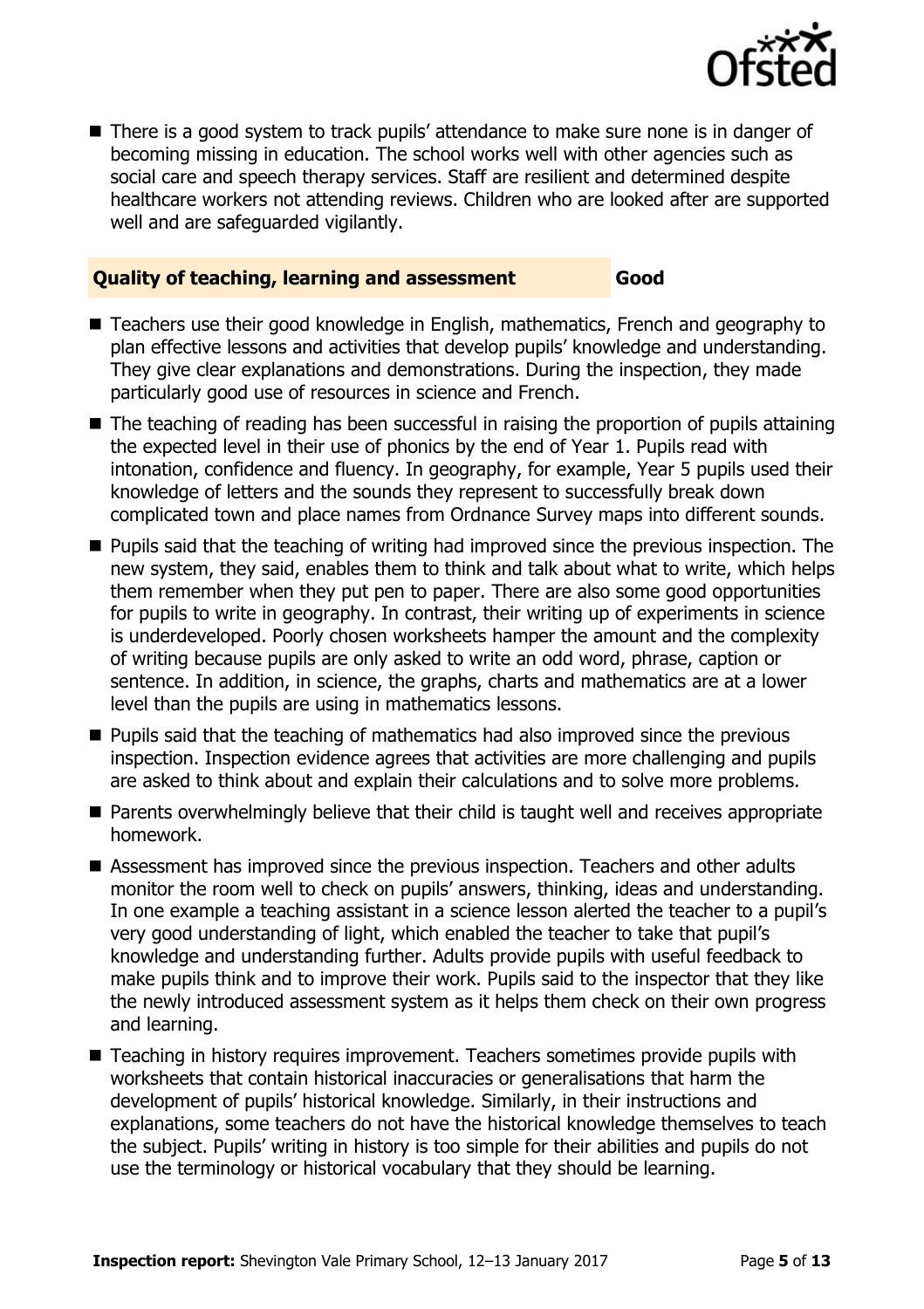- There is a good system to track pupils' attendance to make sure none is in danger of becoming missing in education. The school works well with other agencies such as social care and speech therapy services. Staff are resilient and determined despite healthcare workers not attending reviews. Children who are looked after are supported well and are safeguarded vigilantly.

## Quality of teaching, learning and assessment — Good

- Teachers use their good knowledge in English, mathematics, French and geography to plan effective lessons and activities that develop pupils' knowledge and understanding. They give clear explanations and demonstrations. During the inspection, they made particularly good use of resources in science and French.
- The teaching of reading has been successful in raising the proportion of pupils attaining the expected level in their use of phonics by the end of Year 1. Pupils read with intonation, confidence and fluency. In geography, for example, Year 5 pupils used their knowledge of letters and the sounds they represent to successfully break down complicated town and place names from Ordnance Survey maps into different sounds.
- Pupils said that the teaching of writing had improved since the previous inspection. The new system, they said, enables them to think and talk about what to write, which helps them remember when they put pen to paper. There are also some good opportunities for pupils to write in geography. In contrast, their writing up of experiments in science is underdeveloped. Poorly chosen worksheets hamper the amount and the complexity of writing because pupils are only asked to write an odd word, phrase, caption or sentence. In addition, in science, the graphs, charts and mathematics are at a lower level than the pupils are using in mathematics lessons.
- Pupils said that the teaching of mathematics had also improved since the previous inspection. Inspection evidence agrees that activities are more challenging and pupils are asked to think about and explain their calculations and to solve more problems.
- Parents overwhelmingly believe that their child is taught well and receives appropriate homework.
- Assessment has improved since the previous inspection. Teachers and other adults monitor the room well to check on pupils' answers, thinking, ideas and understanding. In one example a teaching assistant in a science lesson alerted the teacher to a pupil's very good understanding of light, which enabled the teacher to take that pupil's knowledge and understanding further. Adults provide pupils with useful feedback to make pupils think and to improve their work. Pupils said to the inspector that they like the newly introduced assessment system as it helps them check on their own progress and learning.
- Teaching in history requires improvement. Teachers sometimes provide pupils with worksheets that contain historical inaccuracies or generalisations that harm the development of pupils' historical knowledge. Similarly, in their instructions and explanations, some teachers do not have the historical knowledge themselves to teach the subject. Pupils' writing in history is too simple for their abilities and pupils do not use the terminology or historical vocabulary that they should be learning.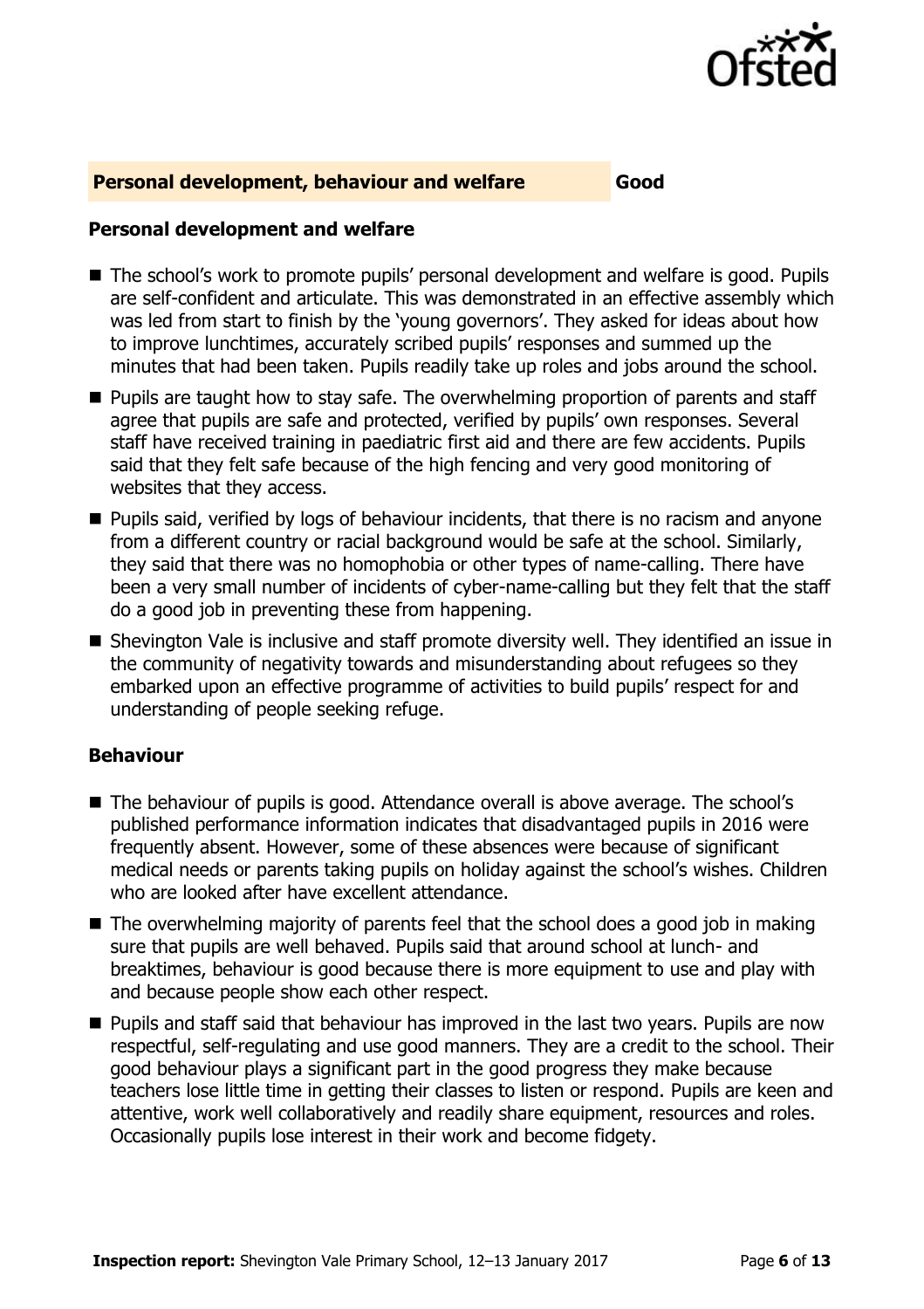## Personal development, behaviour and welfare **Good**

### Personal development and welfare

- The school's work to promote pupils' personal development and welfare is good. Pupils are self-confident and articulate. This was demonstrated in an effective assembly which was led from start to finish by the 'young governors'. They asked for ideas about how to improve lunchtimes, accurately scribed pupils' responses and summed up the minutes that had been taken. Pupils readily take up roles and jobs around the school.
- Pupils are taught how to stay safe. The overwhelming proportion of parents and staff agree that pupils are safe and protected, verified by pupils' own responses. Several staff have received training in paediatric first aid and there are few accidents. Pupils said that they felt safe because of the high fencing and very good monitoring of websites that they access.
- Pupils said, verified by logs of behaviour incidents, that there is no racism and anyone from a different country or racial background would be safe at the school. Similarly, they said that there was no homophobia or other types of name-calling. There have been a very small number of incidents of cyber-name-calling but they felt that the staff do a good job in preventing these from happening.
- Shevington Vale is inclusive and staff promote diversity well. They identified an issue in the community of negativity towards and misunderstanding about refugees so they embarked upon an effective programme of activities to build pupils' respect for and understanding of people seeking refuge.

### Behaviour

- The behaviour of pupils is good. Attendance overall is above average. The school's published performance information indicates that disadvantaged pupils in 2016 were frequently absent. However, some of these absences were because of significant medical needs or parents taking pupils on holiday against the school's wishes. Children who are looked after have excellent attendance.
- The overwhelming majority of parents feel that the school does a good job in making sure that pupils are well behaved. Pupils said that around school at lunch- and breaktimes, behaviour is good because there is more equipment to use and play with and because people show each other respect.
- Pupils and staff said that behaviour has improved in the last two years. Pupils are now respectful, self-regulating and use good manners. They are a credit to the school. Their good behaviour plays a significant part in the good progress they make because teachers lose little time in getting their classes to listen or respond. Pupils are keen and attentive, work well collaboratively and readily share equipment, resources and roles. Occasionally pupils lose interest in their work and become fidgety.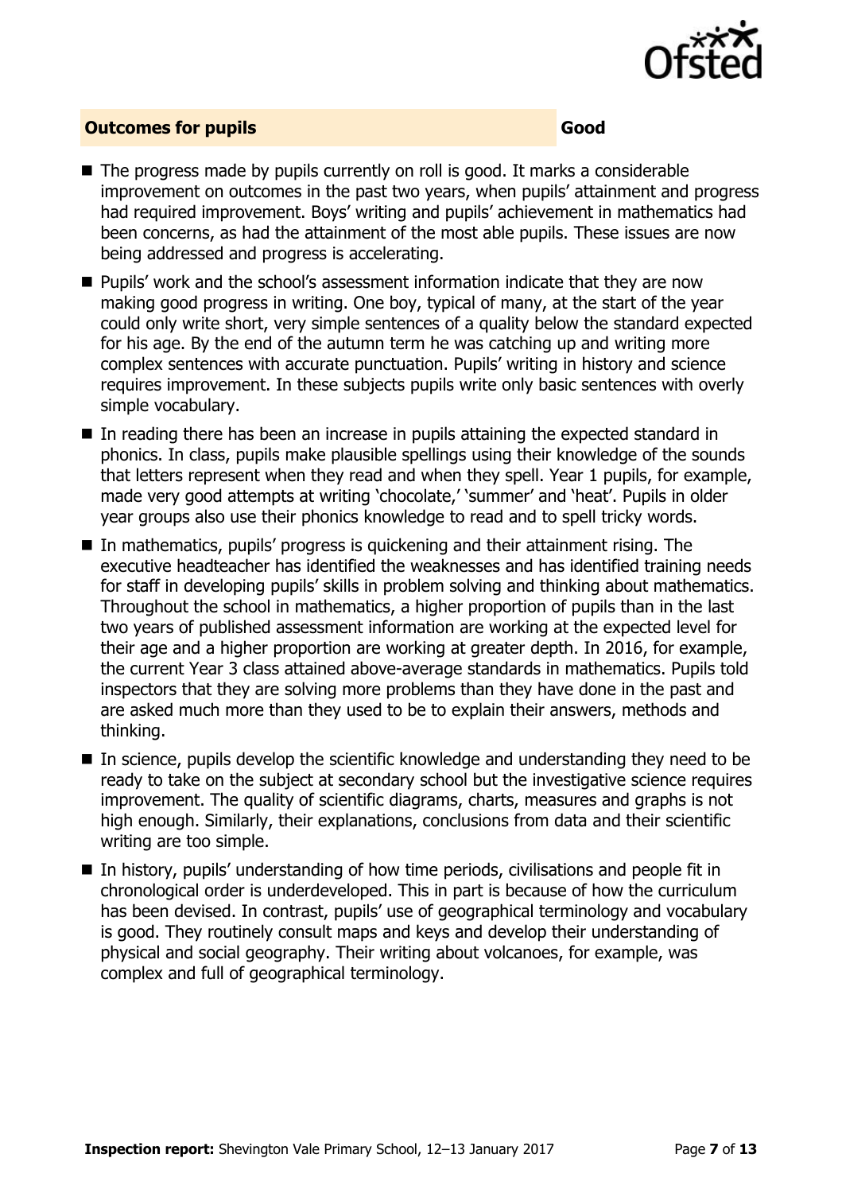## Outcomes for pupils — Good

- The progress made by pupils currently on roll is good. It marks a considerable improvement on outcomes in the past two years, when pupils' attainment and progress had required improvement. Boys' writing and pupils' achievement in mathematics had been concerns, as had the attainment of the most able pupils. These issues are now being addressed and progress is accelerating.
- Pupils' work and the school's assessment information indicate that they are now making good progress in writing. One boy, typical of many, at the start of the year could only write short, very simple sentences of a quality below the standard expected for his age. By the end of the autumn term he was catching up and writing more complex sentences with accurate punctuation. Pupils' writing in history and science requires improvement. In these subjects pupils write only basic sentences with overly simple vocabulary.
- In reading there has been an increase in pupils attaining the expected standard in phonics. In class, pupils make plausible spellings using their knowledge of the sounds that letters represent when they read and when they spell. Year 1 pupils, for example, made very good attempts at writing 'chocolate,' 'summer' and 'heat'. Pupils in older year groups also use their phonics knowledge to read and to spell tricky words.
- In mathematics, pupils' progress is quickening and their attainment rising. The executive headteacher has identified the weaknesses and has identified training needs for staff in developing pupils' skills in problem solving and thinking about mathematics. Throughout the school in mathematics, a higher proportion of pupils than in the last two years of published assessment information are working at the expected level for their age and a higher proportion are working at greater depth. In 2016, for example, the current Year 3 class attained above-average standards in mathematics. Pupils told inspectors that they are solving more problems than they have done in the past and are asked much more than they used to be to explain their answers, methods and thinking.
- In science, pupils develop the scientific knowledge and understanding they need to be ready to take on the subject at secondary school but the investigative science requires improvement. The quality of scientific diagrams, charts, measures and graphs is not high enough. Similarly, their explanations, conclusions from data and their scientific writing are too simple.
- In history, pupils' understanding of how time periods, civilisations and people fit in chronological order is underdeveloped. This in part is because of how the curriculum has been devised. In contrast, pupils' use of geographical terminology and vocabulary is good. They routinely consult maps and keys and develop their understanding of physical and social geography. Their writing about volcanoes, for example, was complex and full of geographical terminology.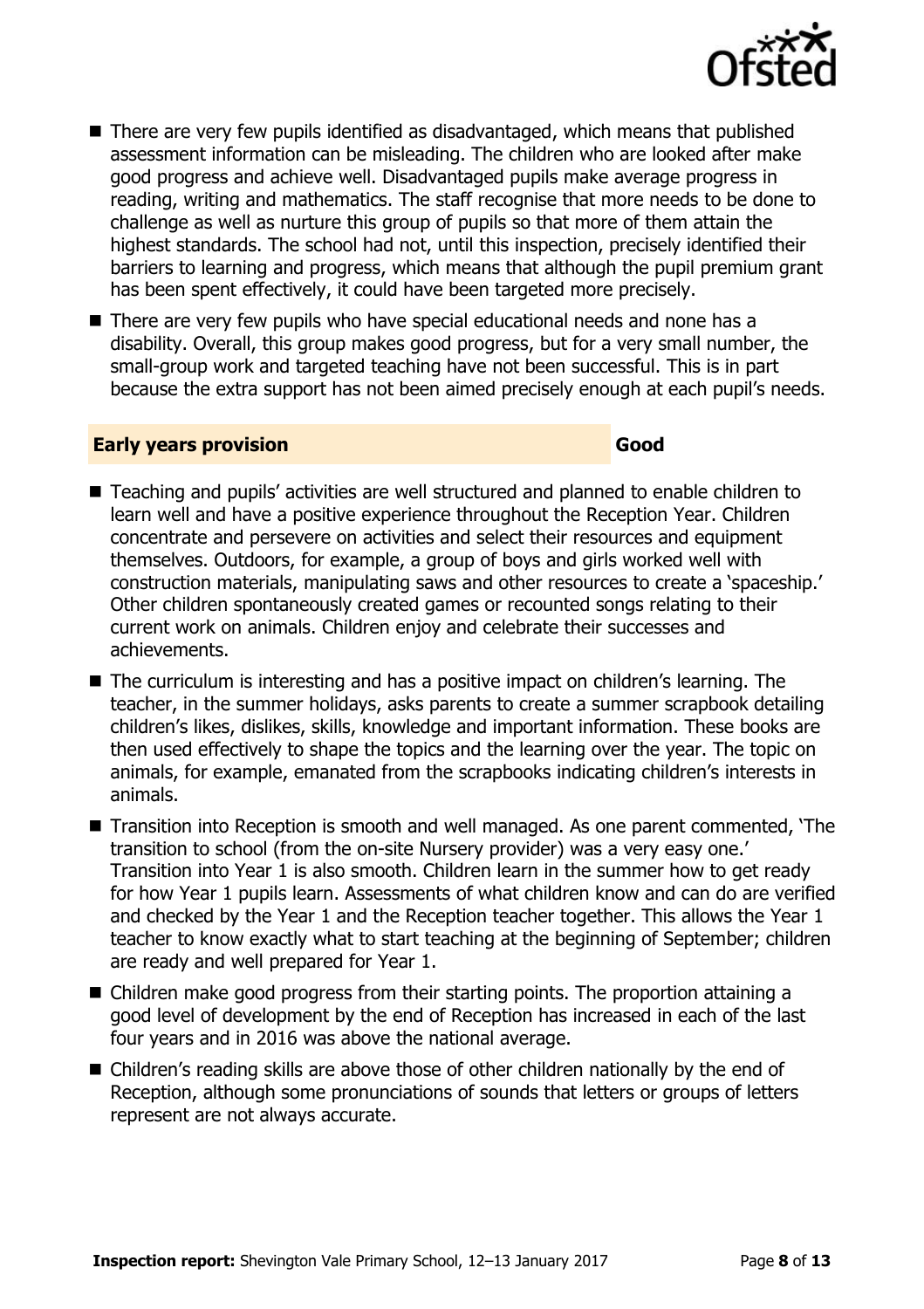- There are very few pupils identified as disadvantaged, which means that published assessment information can be misleading. The children who are looked after make good progress and achieve well. Disadvantaged pupils make average progress in reading, writing and mathematics. The staff recognise that more needs to be done to challenge as well as nurture this group of pupils so that more of them attain the highest standards. The school had not, until this inspection, precisely identified their barriers to learning and progress, which means that although the pupil premium grant has been spent effectively, it could have been targeted more precisely.
- There are very few pupils who have special educational needs and none has a disability. Overall, this group makes good progress, but for a very small number, the small-group work and targeted teaching have not been successful. This is in part because the extra support has not been aimed precisely enough at each pupil's needs.

## Early years provision — Good

- Teaching and pupils' activities are well structured and planned to enable children to learn well and have a positive experience throughout the Reception Year. Children concentrate and persevere on activities and select their resources and equipment themselves. Outdoors, for example, a group of boys and girls worked well with construction materials, manipulating saws and other resources to create a 'spaceship.' Other children spontaneously created games or recounted songs relating to their current work on animals. Children enjoy and celebrate their successes and achievements.
- The curriculum is interesting and has a positive impact on children's learning. The teacher, in the summer holidays, asks parents to create a summer scrapbook detailing children's likes, dislikes, skills, knowledge and important information. These books are then used effectively to shape the topics and the learning over the year. The topic on animals, for example, emanated from the scrapbooks indicating children's interests in animals.
- Transition into Reception is smooth and well managed. As one parent commented, 'The transition to school (from the on-site Nursery provider) was a very easy one.' Transition into Year 1 is also smooth. Children learn in the summer how to get ready for how Year 1 pupils learn. Assessments of what children know and can do are verified and checked by the Year 1 and the Reception teacher together. This allows the Year 1 teacher to know exactly what to start teaching at the beginning of September; children are ready and well prepared for Year 1.
- Children make good progress from their starting points. The proportion attaining a good level of development by the end of Reception has increased in each of the last four years and in 2016 was above the national average.
- Children's reading skills are above those of other children nationally by the end of Reception, although some pronunciations of sounds that letters or groups of letters represent are not always accurate.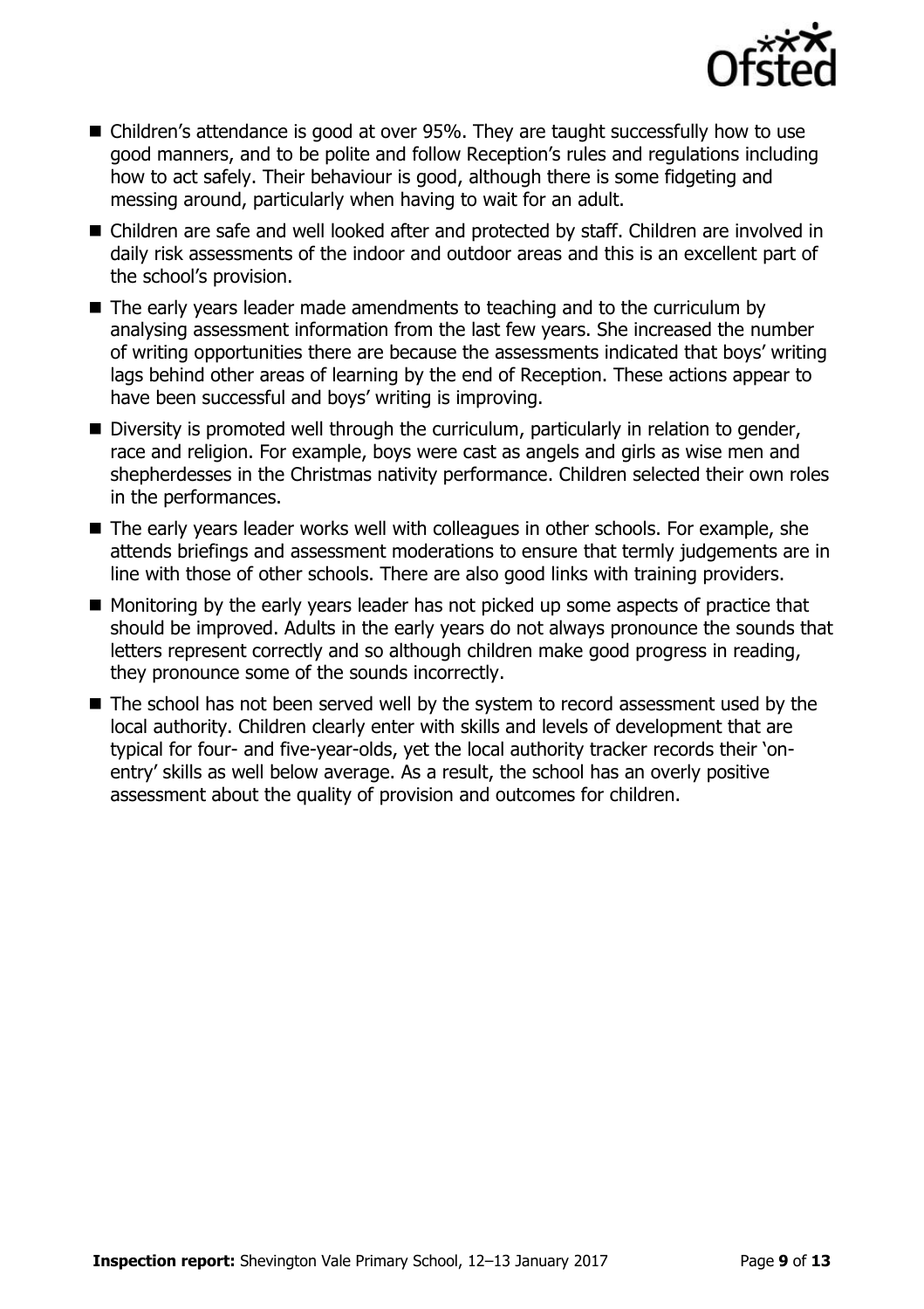- Children's attendance is good at over 95%. They are taught successfully how to use good manners, and to be polite and follow Reception's rules and regulations including how to act safely. Their behaviour is good, although there is some fidgeting and messing around, particularly when having to wait for an adult.
- Children are safe and well looked after and protected by staff. Children are involved in daily risk assessments of the indoor and outdoor areas and this is an excellent part of the school's provision.
- The early years leader made amendments to teaching and to the curriculum by analysing assessment information from the last few years. She increased the number of writing opportunities there are because the assessments indicated that boys' writing lags behind other areas of learning by the end of Reception. These actions appear to have been successful and boys' writing is improving.
- Diversity is promoted well through the curriculum, particularly in relation to gender, race and religion. For example, boys were cast as angels and girls as wise men and shepherdesses in the Christmas nativity performance. Children selected their own roles in the performances.
- The early years leader works well with colleagues in other schools. For example, she attends briefings and assessment moderations to ensure that termly judgements are in line with those of other schools. There are also good links with training providers.
- Monitoring by the early years leader has not picked up some aspects of practice that should be improved. Adults in the early years do not always pronounce the sounds that letters represent correctly and so although children make good progress in reading, they pronounce some of the sounds incorrectly.
- The school has not been served well by the system to record assessment used by the local authority. Children clearly enter with skills and levels of development that are typical for four- and five-year-olds, yet the local authority tracker records their 'on-entry' skills as well below average. As a result, the school has an overly positive assessment about the quality of provision and outcomes for children.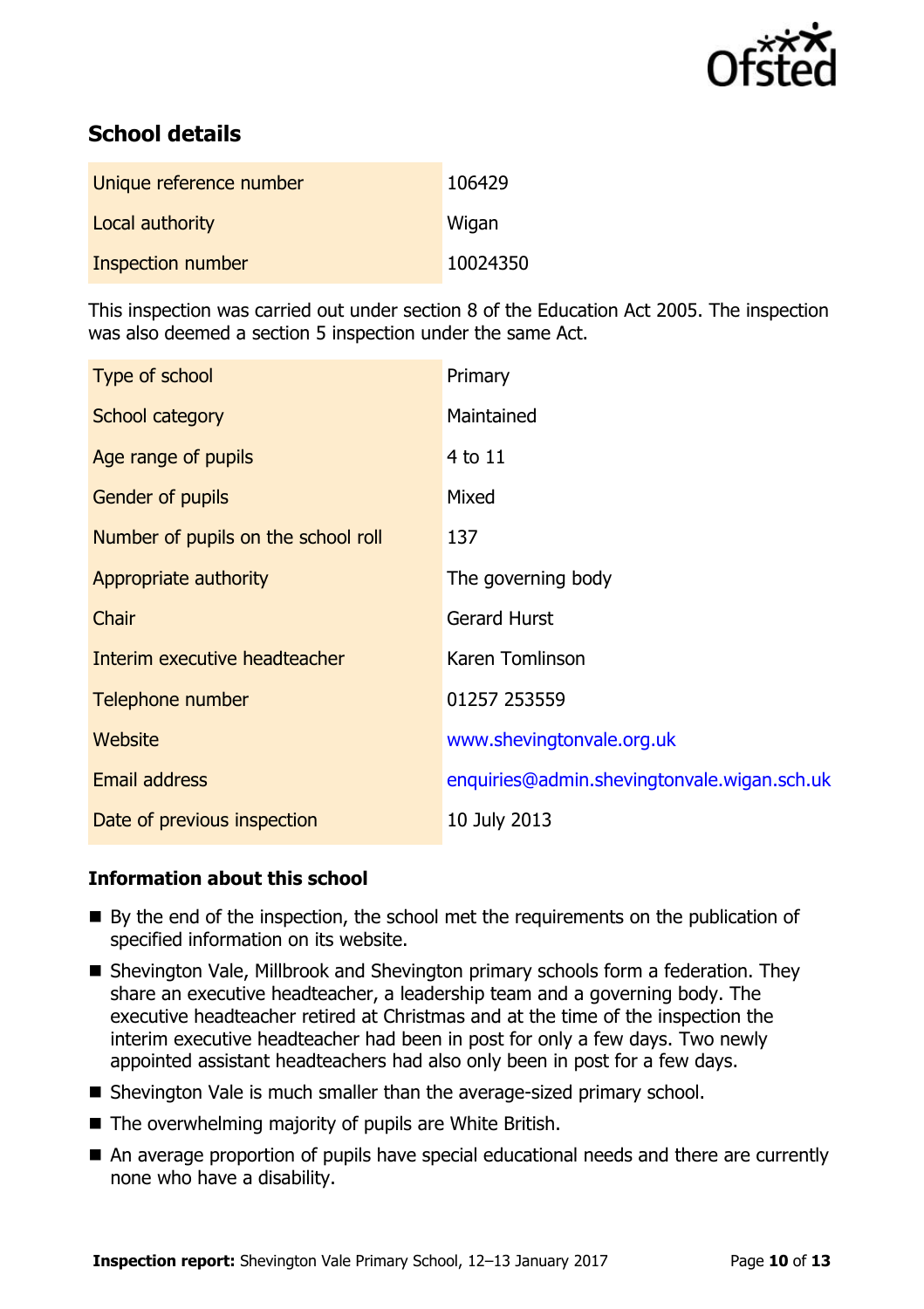## School details

| | |
|---|---|
| Unique reference number | 106429 |
| Local authority | Wigan |
| Inspection number | 10024350 |

This inspection was carried out under section 8 of the Education Act 2005. The inspection was also deemed a section 5 inspection under the same Act.

| | |
|---|---|
| Type of school | Primary |
| School category | Maintained |
| Age range of pupils | 4 to 11 |
| Gender of pupils | Mixed |
| Number of pupils on the school roll | 137 |
| Appropriate authority | The governing body |
| Chair | Gerard Hurst |
| Interim executive headteacher | Karen Tomlinson |
| Telephone number | 01257 253559 |
| Website | www.shevingtonvale.org.uk |
| Email address | enquiries@admin.shevingtonvale.wigan.sch.uk |
| Date of previous inspection | 10 July 2013 |

### Information about this school

- By the end of the inspection, the school met the requirements on the publication of specified information on its website.
- Shevington Vale, Millbrook and Shevington primary schools form a federation. They share an executive headteacher, a leadership team and a governing body. The executive headteacher retired at Christmas and at the time of the inspection the interim executive headteacher had been in post for only a few days. Two newly appointed assistant headteachers had also only been in post for a few days.
- Shevington Vale is much smaller than the average-sized primary school.
- The overwhelming majority of pupils are White British.
- An average proportion of pupils have special educational needs and there are currently none who have a disability.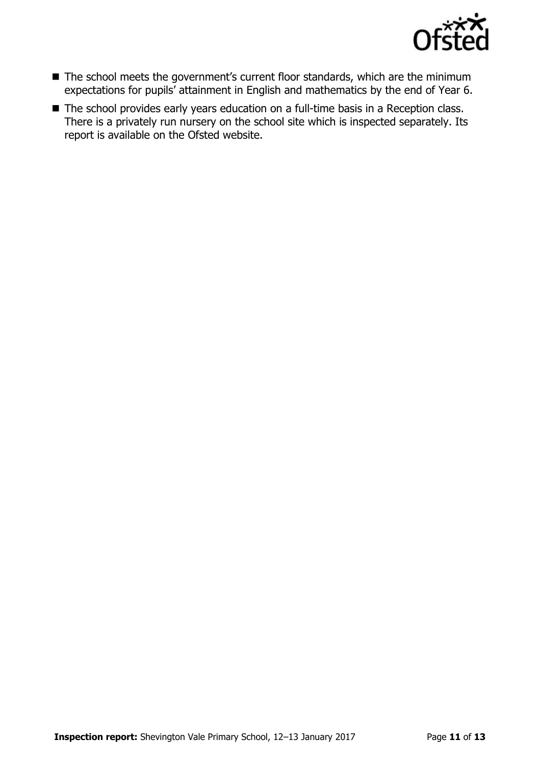- The school meets the government's current floor standards, which are the minimum expectations for pupils' attainment in English and mathematics by the end of Year 6.
- The school provides early years education on a full-time basis in a Reception class. There is a privately run nursery on the school site which is inspected separately. Its report is available on the Ofsted website.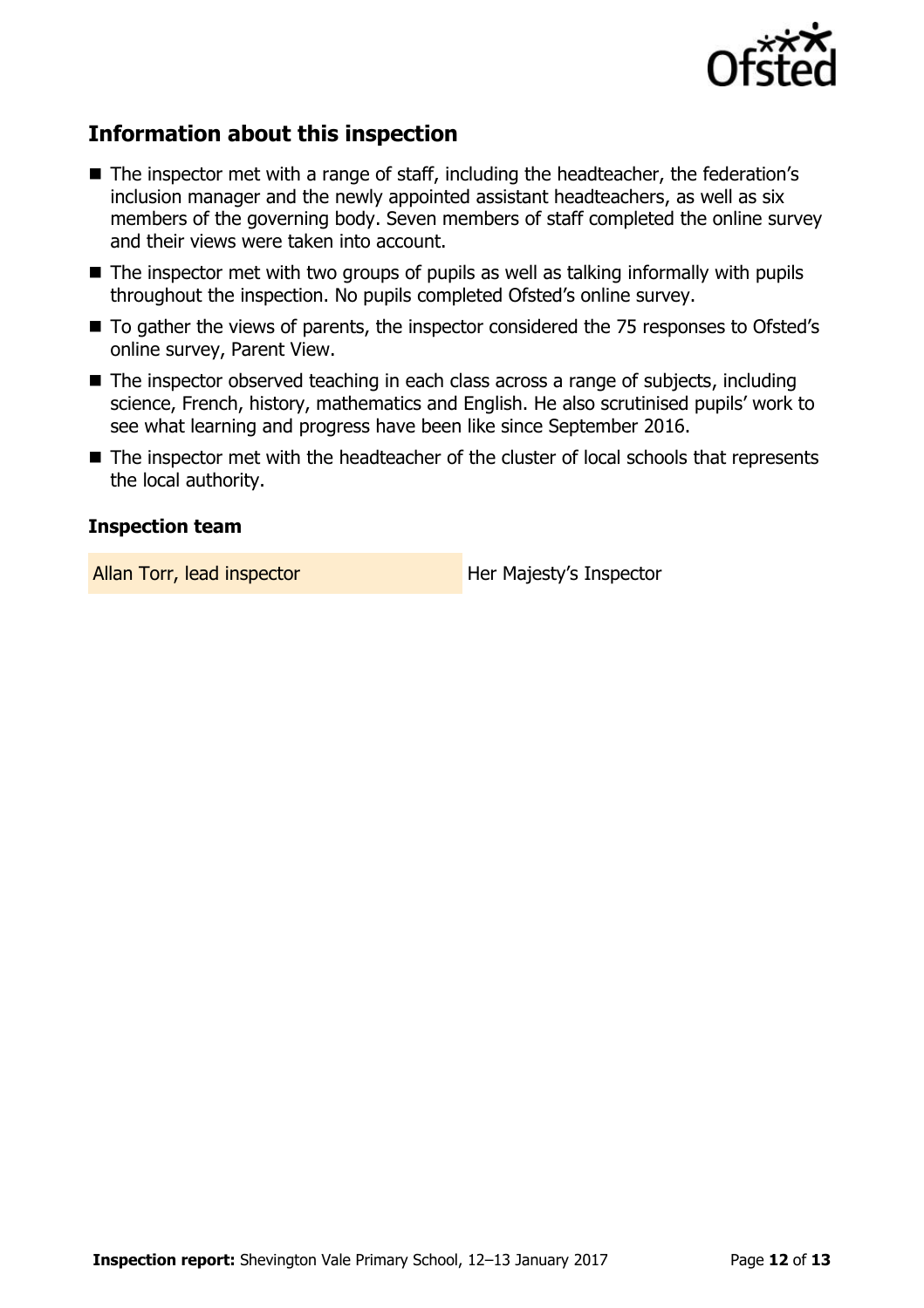## Information about this inspection

- The inspector met with a range of staff, including the headteacher, the federation's inclusion manager and the newly appointed assistant headteachers, as well as six members of the governing body. Seven members of staff completed the online survey and their views were taken into account.
- The inspector met with two groups of pupils as well as talking informally with pupils throughout the inspection. No pupils completed Ofsted's online survey.
- To gather the views of parents, the inspector considered the 75 responses to Ofsted's online survey, Parent View.
- The inspector observed teaching in each class across a range of subjects, including science, French, history, mathematics and English. He also scrutinised pupils' work to see what learning and progress have been like since September 2016.
- The inspector met with the headteacher of the cluster of local schools that represents the local authority.

### Inspection team

| | |
|---|---|
| Allan Torr, lead inspector | Her Majesty's Inspector |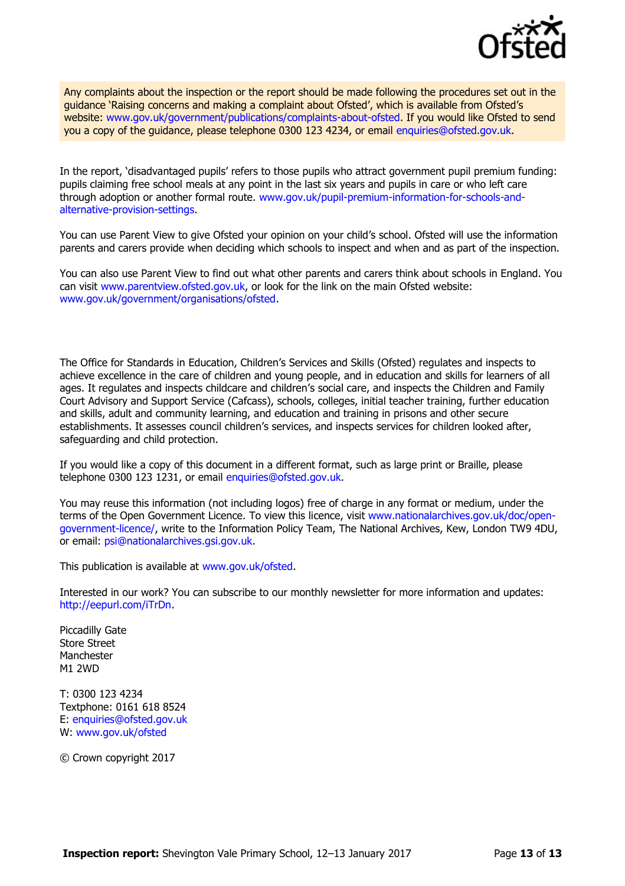Any complaints about the inspection or the report should be made following the procedures set out in the guidance 'Raising concerns and making a complaint about Ofsted', which is available from Ofsted's website: www.gov.uk/government/publications/complaints-about-ofsted. If you would like Ofsted to send you a copy of the guidance, please telephone 0300 123 4234, or email enquiries@ofsted.gov.uk.

In the report, 'disadvantaged pupils' refers to those pupils who attract government pupil premium funding: pupils claiming free school meals at any point in the last six years and pupils in care or who left care through adoption or another formal route. www.gov.uk/pupil-premium-information-for-schools-and-alternative-provision-settings.

You can use Parent View to give Ofsted your opinion on your child's school. Ofsted will use the information parents and carers provide when deciding which schools to inspect and when and as part of the inspection.

You can also use Parent View to find out what other parents and carers think about schools in England. You can visit www.parentview.ofsted.gov.uk, or look for the link on the main Ofsted website: www.gov.uk/government/organisations/ofsted.

The Office for Standards in Education, Children's Services and Skills (Ofsted) regulates and inspects to achieve excellence in the care of children and young people, and in education and skills for learners of all ages. It regulates and inspects childcare and children's social care, and inspects the Children and Family Court Advisory and Support Service (Cafcass), schools, colleges, initial teacher training, further education and skills, adult and community learning, and education and training in prisons and other secure establishments. It assesses council children's services, and inspects services for children looked after, safeguarding and child protection.

If you would like a copy of this document in a different format, such as large print or Braille, please telephone 0300 123 1231, or email enquiries@ofsted.gov.uk.

You may reuse this information (not including logos) free of charge in any format or medium, under the terms of the Open Government Licence. To view this licence, visit www.nationalarchives.gov.uk/doc/open-government-licence/, write to the Information Policy Team, The National Archives, Kew, London TW9 4DU, or email: psi@nationalarchives.gsi.gov.uk.

This publication is available at www.gov.uk/ofsted.

Interested in our work? You can subscribe to our monthly newsletter for more information and updates: http://eepurl.com/iTrDn.

Piccadilly Gate
Store Street
Manchester
M1 2WD

T: 0300 123 4234
Textphone: 0161 618 8524
E: enquiries@ofsted.gov.uk
W: www.gov.uk/ofsted

© Crown copyright 2017